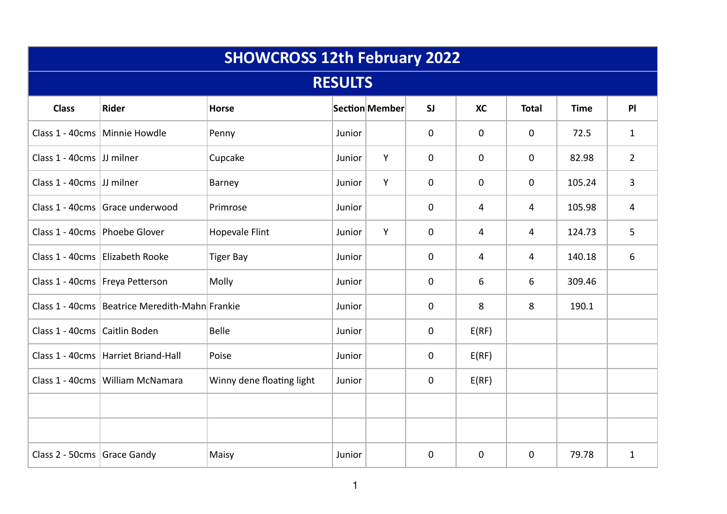# SHOWCROSS 12th February 2022

## RESULTS

| Class | Rider | Horse | Section | Member | SJ | XC | Total | Time | Pl |
|---|---|---|---|---|---|---|---|---|---|
| Class 1 - 40cms | Minnie Howdle | Penny | Junior | | 0 | 0 | 0 | 72.5 | 1 |
| Class 1 - 40cms | JJ milner | Cupcake | Junior | Y | 0 | 0 | 0 | 82.98 | 2 |
| Class 1 - 40cms | JJ milner | Barney | Junior | Y | 0 | 0 | 0 | 105.24 | 3 |
| Class 1 - 40cms | Grace underwood | Primrose | Junior | | 0 | 4 | 4 | 105.98 | 4 |
| Class 1 - 40cms | Phoebe Glover | Hopevale Flint | Junior | Y | 0 | 4 | 4 | 124.73 | 5 |
| Class 1 - 40cms | Elizabeth Rooke | Tiger Bay | Junior | | 0 | 4 | 4 | 140.18 | 6 |
| Class 1 - 40cms | Freya Petterson | Molly | Junior | | 0 | 6 | 6 | 309.46 | |
| Class 1 - 40cms | Beatrice Meredith-Mahn | Frankie | Junior | | 0 | 8 | 8 | 190.1 | |
| Class 1 - 40cms | Caitlin Boden | Belle | Junior | | 0 | E(RF) | | | |
| Class 1 - 40cms | Harriet Briand-Hall | Poise | Junior | | 0 | E(RF) | | | |
| Class 1 - 40cms | William McNamara | Winny dene floating light | Junior | | 0 | E(RF) | | | |
| | | | | | | | | | |
| | | | | | | | | | |
| Class 2 - 50cms | Grace Gandy | Maisy | Junior | | 0 | 0 | 0 | 79.78 | 1 |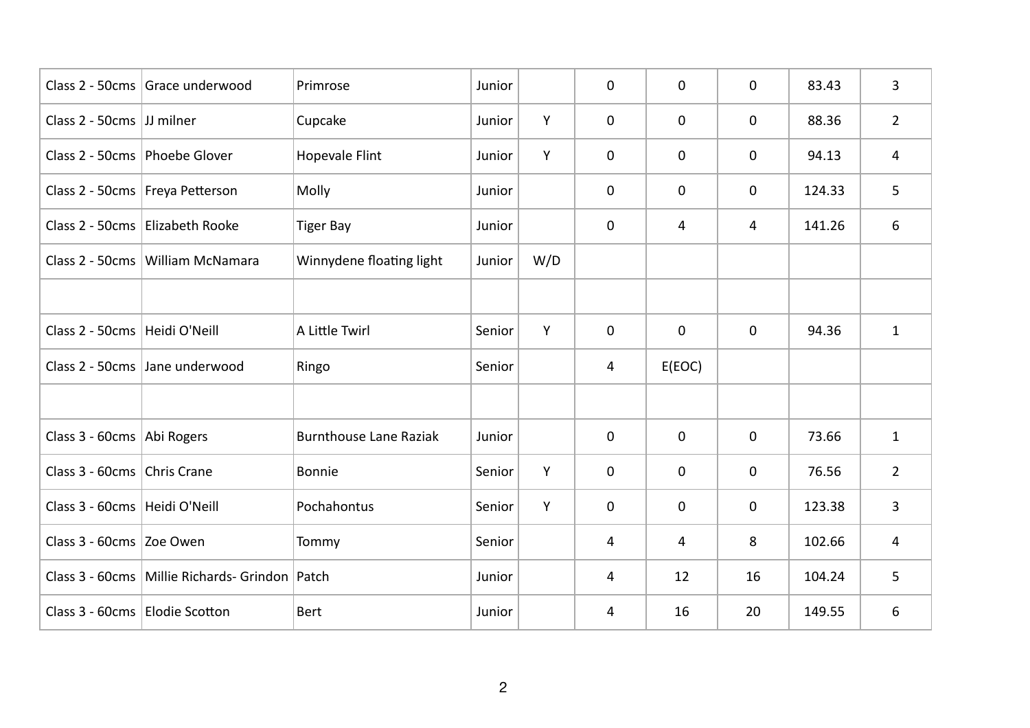| | | | | | | | | | |
|---|---|---|---|---|---|---|---|---|---|
| Class 2 - 50cms | Grace underwood | Primrose | Junior | | 0 | 0 | 0 | 83.43 | 3 |
| Class 2 - 50cms | JJ milner | Cupcake | Junior | Y | 0 | 0 | 0 | 88.36 | 2 |
| Class 2 - 50cms | Phoebe Glover | Hopevale Flint | Junior | Y | 0 | 0 | 0 | 94.13 | 4 |
| Class 2 - 50cms | Freya Petterson | Molly | Junior | | 0 | 0 | 0 | 124.33 | 5 |
| Class 2 - 50cms | Elizabeth Rooke | Tiger Bay | Junior | | 0 | 4 | 4 | 141.26 | 6 |
| Class 2 - 50cms | William McNamara | Winnydene floating light | Junior | W/D | | | | | |
| | | | | | | | | | |
| Class 2 - 50cms | Heidi O'Neill | A Little Twirl | Senior | Y | 0 | 0 | 0 | 94.36 | 1 |
| Class 2 - 50cms | Jane underwood | Ringo | Senior | | 4 | E(EOC) | | | |
| | | | | | | | | | |
| Class 3 - 60cms | Abi Rogers | Burnthouse Lane Raziak | Junior | | 0 | 0 | 0 | 73.66 | 1 |
| Class 3 - 60cms | Chris Crane | Bonnie | Senior | Y | 0 | 0 | 0 | 76.56 | 2 |
| Class 3 - 60cms | Heidi O'Neill | Pochahontus | Senior | Y | 0 | 0 | 0 | 123.38 | 3 |
| Class 3 - 60cms | Zoe Owen | Tommy | Senior | | 4 | 4 | 8 | 102.66 | 4 |
| Class 3 - 60cms | Millie Richards- Grindon | Patch | Junior | | 4 | 12 | 16 | 104.24 | 5 |
| Class 3 - 60cms | Elodie Scotton | Bert | Junior | | 4 | 16 | 20 | 149.55 | 6 |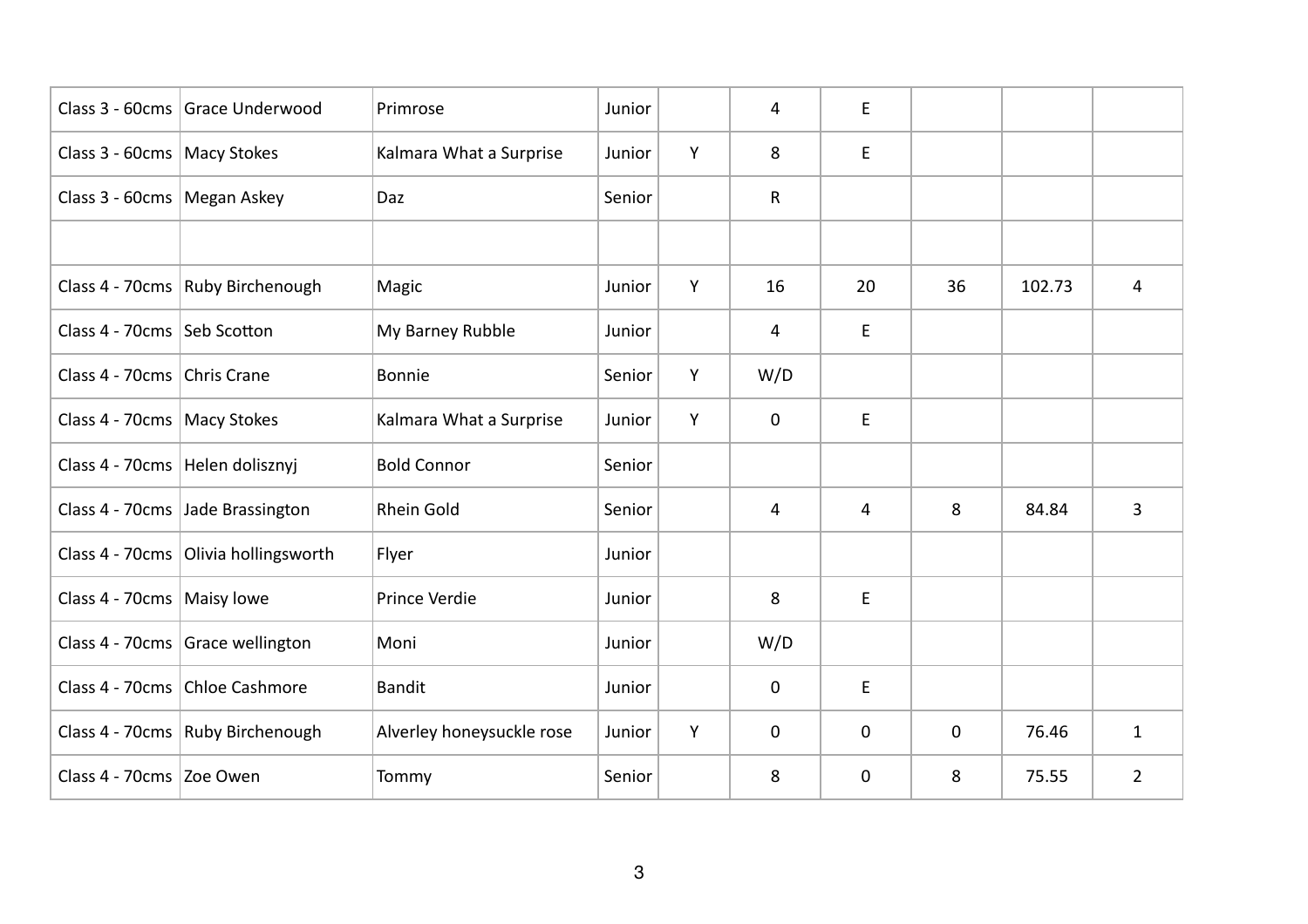| | | | | | | | | | |
|---|---|---|---|---|---|---|---|---|---|
| Class 3 - 60cms | Grace Underwood | Primrose | Junior | | 4 | E | | | |
| Class 3 - 60cms | Macy Stokes | Kalmara What a Surprise | Junior | Y | 8 | E | | | |
| Class 3 - 60cms | Megan Askey | Daz | Senior | | R | | | | |
| | | | | | | | | | |
| Class 4 - 70cms | Ruby Birchenough | Magic | Junior | Y | 16 | 20 | 36 | 102.73 | 4 |
| Class 4 - 70cms | Seb Scotton | My Barney Rubble | Junior | | 4 | E | | | |
| Class 4 - 70cms | Chris Crane | Bonnie | Senior | Y | W/D | | | | |
| Class 4 - 70cms | Macy Stokes | Kalmara What a Surprise | Junior | Y | 0 | E | | | |
| Class 4 - 70cms | Helen dolisznyj | Bold Connor | Senior | | | | | | |
| Class 4 - 70cms | Jade Brassington | Rhein Gold | Senior | | 4 | 4 | 8 | 84.84 | 3 |
| Class 4 - 70cms | Olivia hollingsworth | Flyer | Junior | | | | | | |
| Class 4 - 70cms | Maisy lowe | Prince Verdie | Junior | | 8 | E | | | |
| Class 4 - 70cms | Grace wellington | Moni | Junior | | W/D | | | | |
| Class 4 - 70cms | Chloe Cashmore | Bandit | Junior | | 0 | E | | | |
| Class 4 - 70cms | Ruby Birchenough | Alverley honeysuckle rose | Junior | Y | 0 | 0 | 0 | 76.46 | 1 |
| Class 4 - 70cms | Zoe Owen | Tommy | Senior | | 8 | 0 | 8 | 75.55 | 2 |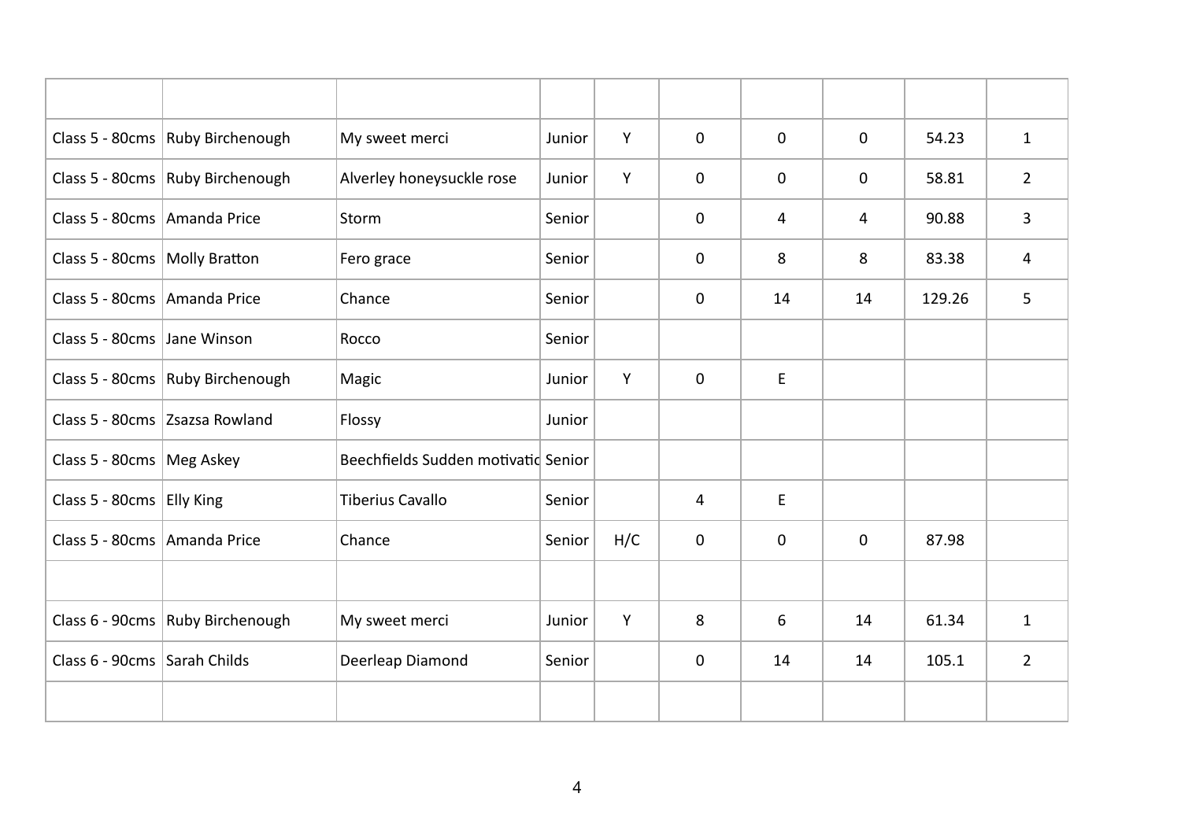| | | | | | | | | | |
|---|---|---|---|---|---|---|---|---|---|
| Class 5 - 80cms | Ruby Birchenough | My sweet merci | Junior | Y | 0 | 0 | 0 | 54.23 | 1 |
| Class 5 - 80cms | Ruby Birchenough | Alverley honeysuckle rose | Junior | Y | 0 | 0 | 0 | 58.81 | 2 |
| Class 5 - 80cms | Amanda Price | Storm | Senior | | 0 | 4 | 4 | 90.88 | 3 |
| Class 5 - 80cms | Molly Bratton | Fero grace | Senior | | 0 | 8 | 8 | 83.38 | 4 |
| Class 5 - 80cms | Amanda Price | Chance | Senior | | 0 | 14 | 14 | 129.26 | 5 |
| Class 5 - 80cms | Jane Winson | Rocco | Senior | | | | | | |
| Class 5 - 80cms | Ruby Birchenough | Magic | Junior | Y | 0 | E | | | |
| Class 5 - 80cms | Zsazsa Rowland | Flossy | Junior | | | | | | |
| Class 5 - 80cms | Meg Askey | Beechfields Sudden motivatio | Senior | | | | | | |
| Class 5 - 80cms | Elly King | Tiberius Cavallo | Senior | | 4 | E | | | |
| Class 5 - 80cms | Amanda Price | Chance | Senior | H/C | 0 | 0 | 0 | 87.98 | |
| | | | | | | | | | |
| Class 6 - 90cms | Ruby Birchenough | My sweet merci | Junior | Y | 8 | 6 | 14 | 61.34 | 1 |
| Class 6 - 90cms | Sarah Childs | Deerleap Diamond | Senior | | 0 | 14 | 14 | 105.1 | 2 |
| | | | | | | | | | |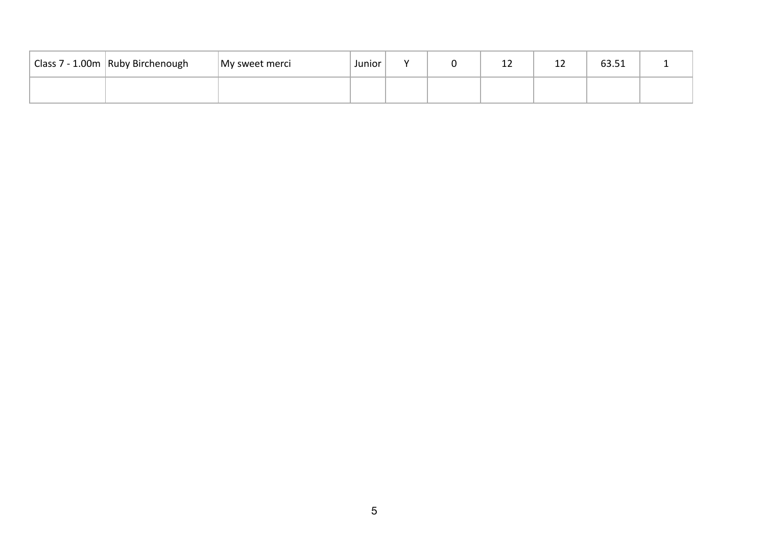| | | | | | | | | | |
|---|---|---|---|---|---|---|---|---|---|
| Class 7 - 1.00m | Ruby Birchenough | My sweet merci | Junior | Y | 0 | 12 | 12 | 63.51 | 1 |
| | | | | | | | | | |